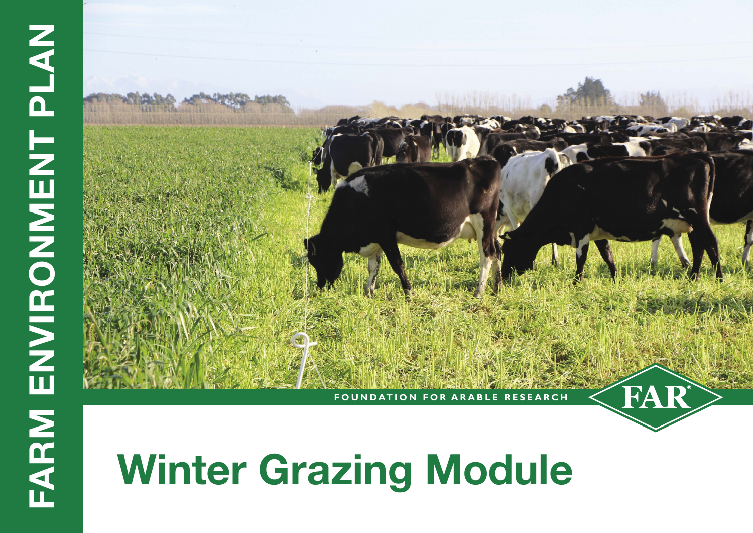FARM ENVIRONMENT PLAN

FOUNDATION FOR ARABLE RESEARCH

FAR®

# Winter Grazing Module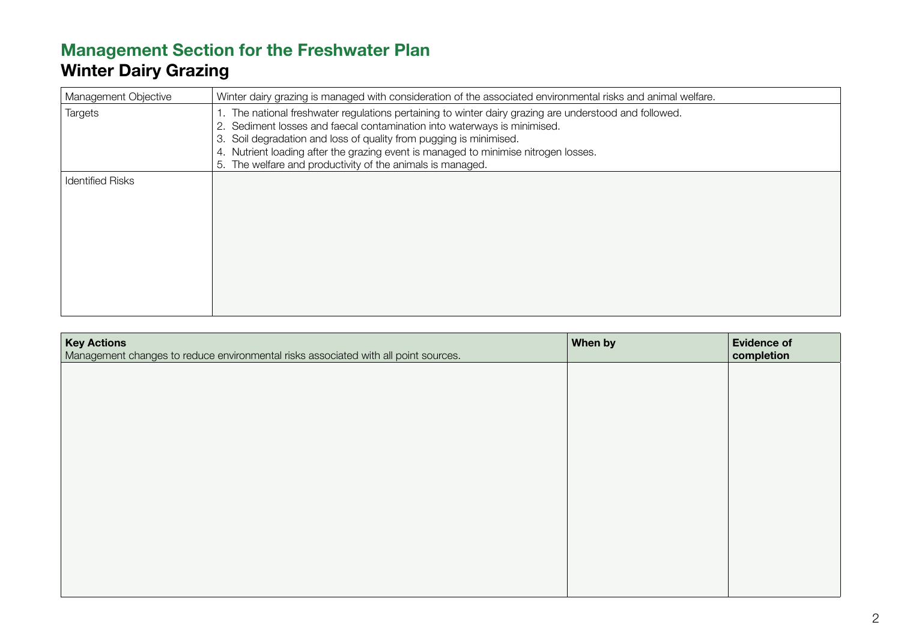## Management Section for the Freshwater Plan

## Winter Dairy Grazing

| | |
|---|---|
| Management Objective | Winter dairy grazing is managed with consideration of the associated environmental risks and animal welfare. |
| Targets | 1. The national freshwater regulations pertaining to winter dairy grazing are understood and followed.<br>2. Sediment losses and faecal contamination into waterways is minimised.<br>3. Soil degradation and loss of quality from pugging is minimised.<br>4. Nutrient loading after the grazing event is managed to minimise nitrogen losses.<br>5. The welfare and productivity of the animals is managed. |
| Identified Risks | |

| **Key Actions**<br>Management changes to reduce environmental risks associated with all point sources. | **When by** | **Evidence of completion** |
|---|---|---|
| | | |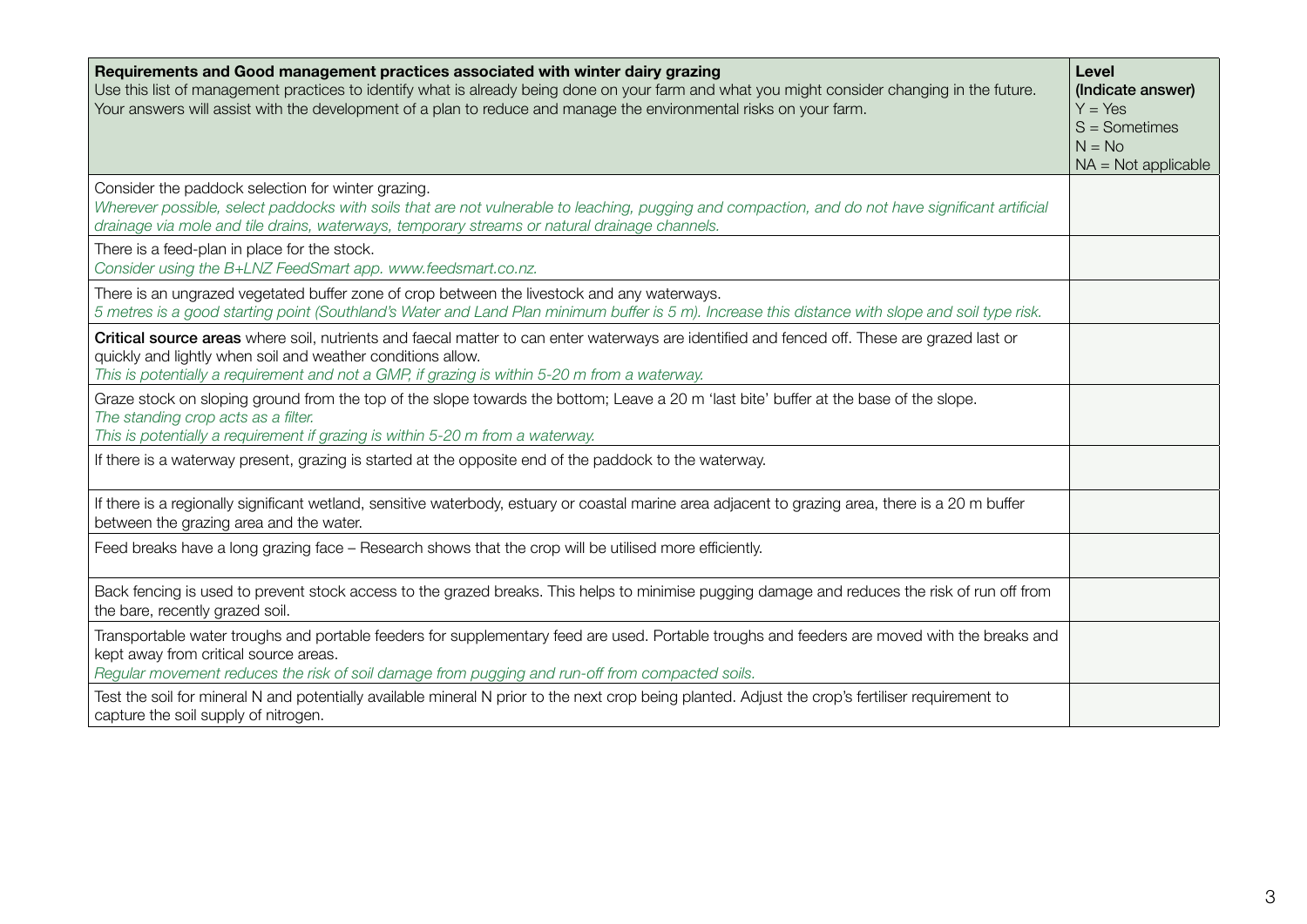| **Requirements and Good management practices associated with winter dairy grazing**<br>Use this list of management practices to identify what is already being done on your farm and what you might consider changing in the future. Your answers will assist with the development of a plan to reduce and manage the environmental risks on your farm. | **Level (Indicate answer)**<br>Y = Yes<br>S = Sometimes<br>N = No<br>NA = Not applicable |
|---|---|
| Consider the paddock selection for winter grazing.<br>*Wherever possible, select paddocks with soils that are not vulnerable to leaching, pugging and compaction, and do not have significant artificial drainage via mole and tile drains, waterways, temporary streams or natural drainage channels.* | |
| There is a feed-plan in place for the stock.<br>*Consider using the B+LNZ FeedSmart app. www.feedsmart.co.nz.* | |
| There is an ungrazed vegetated buffer zone of crop between the livestock and any waterways.<br>*5 metres is a good starting point (Southland's Water and Land Plan minimum buffer is 5 m). Increase this distance with slope and soil type risk.* | |
| **Critical source areas** where soil, nutrients and faecal matter to can enter waterways are identified and fenced off. These are grazed last or quickly and lightly when soil and weather conditions allow.<br>*This is potentially a requirement and not a GMP, if grazing is within 5-20 m from a waterway.* | |
| Graze stock on sloping ground from the top of the slope towards the bottom; Leave a 20 m 'last bite' buffer at the base of the slope.<br>*The standing crop acts as a filter.*<br>*This is potentially a requirement if grazing is within 5-20 m from a waterway.* | |
| If there is a waterway present, grazing is started at the opposite end of the paddock to the waterway. | |
| If there is a regionally significant wetland, sensitive waterbody, estuary or coastal marine area adjacent to grazing area, there is a 20 m buffer between the grazing area and the water. | |
| Feed breaks have a long grazing face – Research shows that the crop will be utilised more efficiently. | |
| Back fencing is used to prevent stock access to the grazed breaks. This helps to minimise pugging damage and reduces the risk of run off from the bare, recently grazed soil. | |
| Transportable water troughs and portable feeders for supplementary feed are used. Portable troughs and feeders are moved with the breaks and kept away from critical source areas.<br>*Regular movement reduces the risk of soil damage from pugging and run-off from compacted soils.* | |
| Test the soil for mineral N and potentially available mineral N prior to the next crop being planted. Adjust the crop's fertiliser requirement to capture the soil supply of nitrogen. | |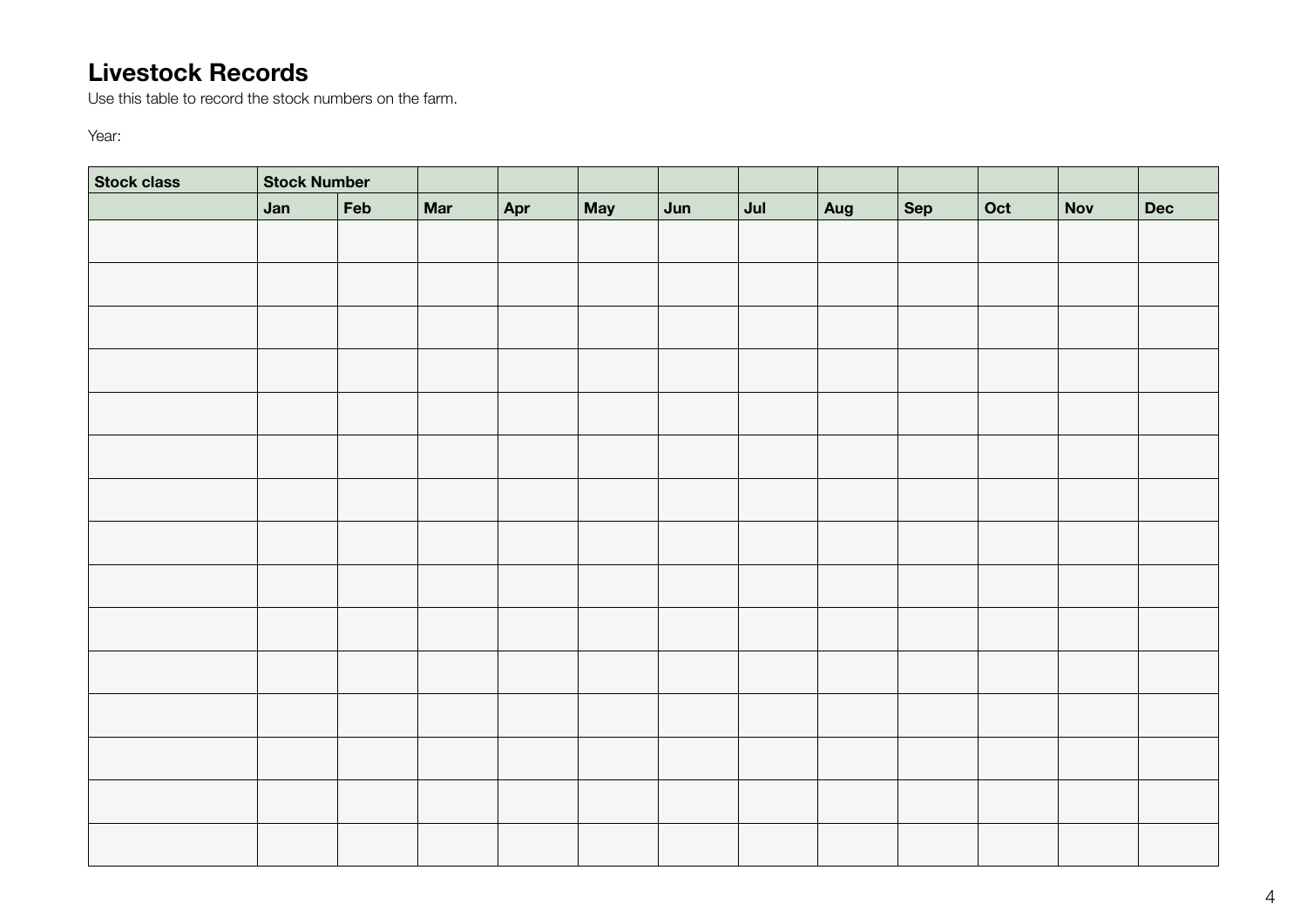# Livestock Records

Use this table to record the stock numbers on the farm.

Year:

| Stock class | Stock Number | | | | | | | | | | | |
|---|---|---|---|---|---|---|---|---|---|---|---|---|
| | Jan | Feb | Mar | Apr | May | Jun | Jul | Aug | Sep | Oct | Nov | Dec |
| | | | | | | | | | | | | |
| | | | | | | | | | | | | |
| | | | | | | | | | | | | |
| | | | | | | | | | | | | |
| | | | | | | | | | | | | |
| | | | | | | | | | | | | |
| | | | | | | | | | | | | |
| | | | | | | | | | | | | |
| | | | | | | | | | | | | |
| | | | | | | | | | | | | |
| | | | | | | | | | | | | |
| | | | | | | | | | | | | |
| | | | | | | | | | | | | |
| | | | | | | | | | | | | |
| | | | | | | | | | | | | |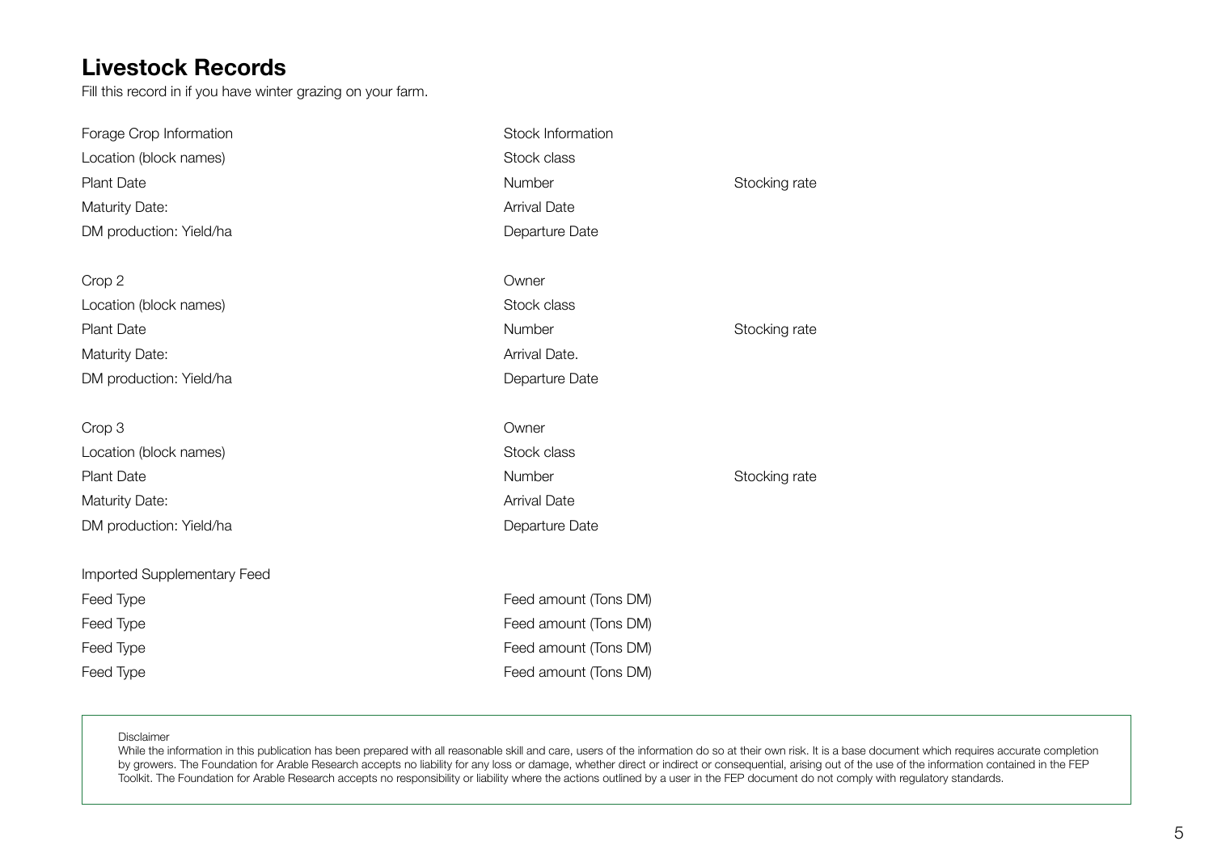# Livestock Records

Fill this record in if you have winter grazing on your farm.

| | | |
|---|---|---|
| Forage Crop Information | Stock Information | |
| Location (block names) | Stock class | |
| Plant Date | Number | Stocking rate |
| Maturity Date: | Arrival Date | |
| DM production: Yield/ha | Departure Date | |
| | | |
| Crop 2 | Owner | |
| Location (block names) | Stock class | |
| Plant Date | Number | Stocking rate |
| Maturity Date: | Arrival Date. | |
| DM production: Yield/ha | Departure Date | |
| | | |
| Crop 3 | Owner | |
| Location (block names) | Stock class | |
| Plant Date | Number | Stocking rate |
| Maturity Date: | Arrival Date | |
| DM production: Yield/ha | Departure Date | |

| | |
|---|---|
| Imported Supplementary Feed | |
| Feed Type | Feed amount (Tons DM) |
| Feed Type | Feed amount (Tons DM) |
| Feed Type | Feed amount (Tons DM) |
| Feed Type | Feed amount (Tons DM) |

Disclaimer

While the information in this publication has been prepared with all reasonable skill and care, users of the information do so at their own risk. It is a base document which requires accurate completion by growers. The Foundation for Arable Research accepts no liability for any loss or damage, whether direct or indirect or consequential, arising out of the use of the information contained in the FEP Toolkit. The Foundation for Arable Research accepts no responsibility or liability where the actions outlined by a user in the FEP document do not comply with regulatory standards.